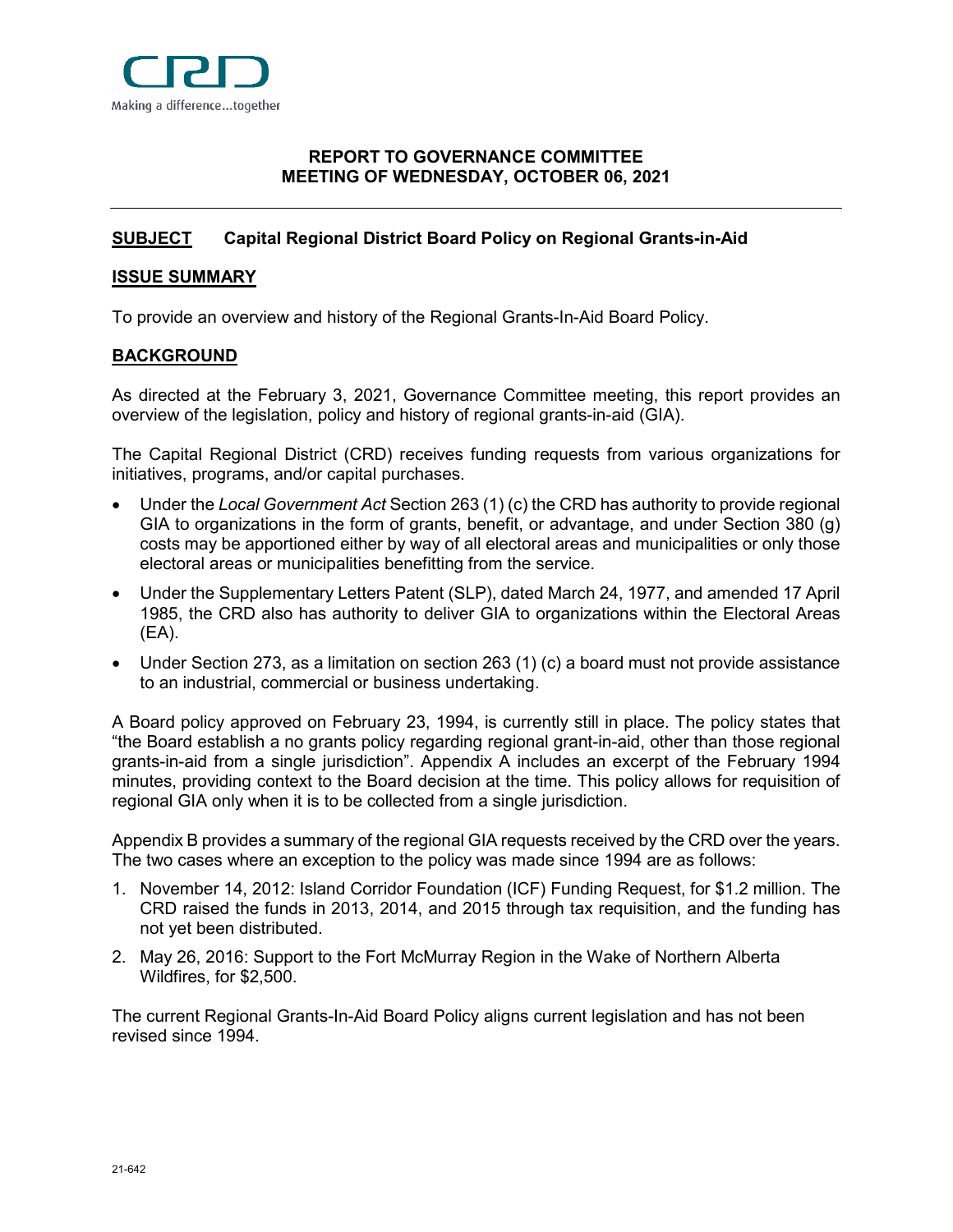CRD

Making a difference...together

**REPORT TO GOVERNANCE COMMITTEE**
**MEETING OF WEDNESDAY, OCTOBER 06, 2021**

---

## SUBJECT Capital Regional District Board Policy on Regional Grants-in-Aid

## ISSUE SUMMARY

To provide an overview and history of the Regional Grants-In-Aid Board Policy.

## BACKGROUND

As directed at the February 3, 2021, Governance Committee meeting, this report provides an overview of the legislation, policy and history of regional grants-in-aid (GIA).

The Capital Regional District (CRD) receives funding requests from various organizations for initiatives, programs, and/or capital purchases.

- Under the *Local Government Act* Section 263 (1) (c) the CRD has authority to provide regional GIA to organizations in the form of grants, benefit, or advantage, and under Section 380 (g) costs may be apportioned either by way of all electoral areas and municipalities or only those electoral areas or municipalities benefitting from the service.
- Under the Supplementary Letters Patent (SLP), dated March 24, 1977, and amended 17 April 1985, the CRD also has authority to deliver GIA to organizations within the Electoral Areas (EA).
- Under Section 273, as a limitation on section 263 (1) (c) a board must not provide assistance to an industrial, commercial or business undertaking.

A Board policy approved on February 23, 1994, is currently still in place. The policy states that "the Board establish a no grants policy regarding regional grant-in-aid, other than those regional grants-in-aid from a single jurisdiction". Appendix A includes an excerpt of the February 1994 minutes, providing context to the Board decision at the time. This policy allows for requisition of regional GIA only when it is to be collected from a single jurisdiction.

Appendix B provides a summary of the regional GIA requests received by the CRD over the years. The two cases where an exception to the policy was made since 1994 are as follows:

1. November 14, 2012: Island Corridor Foundation (ICF) Funding Request, for $1.2 million. The CRD raised the funds in 2013, 2014, and 2015 through tax requisition, and the funding has not yet been distributed.
2. May 26, 2016: Support to the Fort McMurray Region in the Wake of Northern Alberta Wildfires, for $2,500.

The current Regional Grants-In-Aid Board Policy aligns current legislation and has not been revised since 1994.

21-642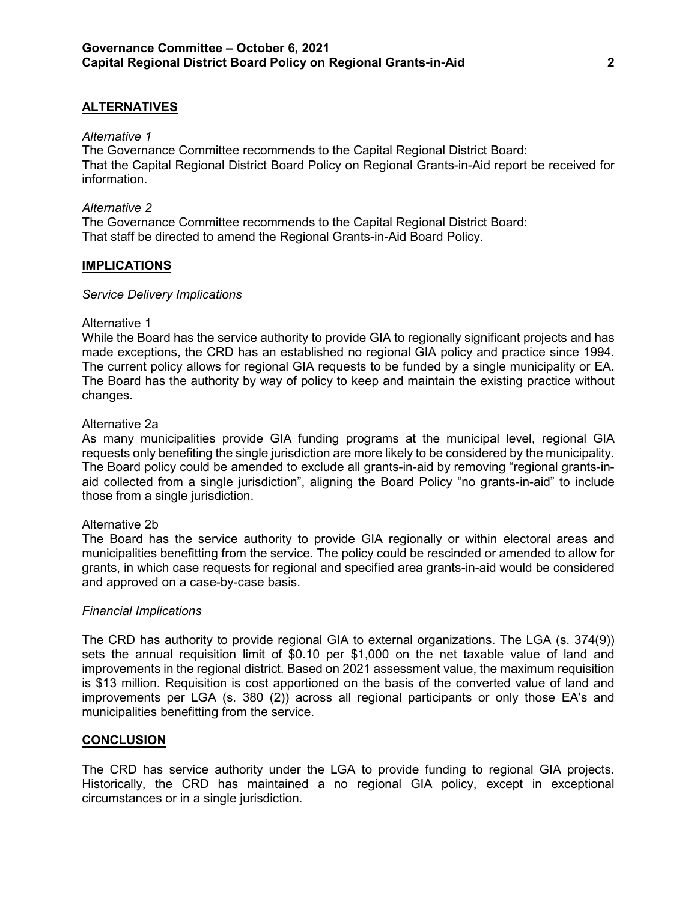## ALTERNATIVES

*Alternative 1*

The Governance Committee recommends to the Capital Regional District Board:
That the Capital Regional District Board Policy on Regional Grants-in-Aid report be received for information.

*Alternative 2*

The Governance Committee recommends to the Capital Regional District Board:
That staff be directed to amend the Regional Grants-in-Aid Board Policy.

## IMPLICATIONS

*Service Delivery Implications*

Alternative 1

While the Board has the service authority to provide GIA to regionally significant projects and has made exceptions, the CRD has an established no regional GIA policy and practice since 1994. The current policy allows for regional GIA requests to be funded by a single municipality or EA. The Board has the authority by way of policy to keep and maintain the existing practice without changes.

Alternative 2a

As many municipalities provide GIA funding programs at the municipal level, regional GIA requests only benefiting the single jurisdiction are more likely to be considered by the municipality. The Board policy could be amended to exclude all grants-in-aid by removing "regional grants-in-aid collected from a single jurisdiction", aligning the Board Policy "no grants-in-aid" to include those from a single jurisdiction.

Alternative 2b

The Board has the service authority to provide GIA regionally or within electoral areas and municipalities benefitting from the service. The policy could be rescinded or amended to allow for grants, in which case requests for regional and specified area grants-in-aid would be considered and approved on a case-by-case basis.

*Financial Implications*

The CRD has authority to provide regional GIA to external organizations. The LGA (s. 374(9)) sets the annual requisition limit of $0.10 per $1,000 on the net taxable value of land and improvements in the regional district. Based on 2021 assessment value, the maximum requisition is $13 million. Requisition is cost apportioned on the basis of the converted value of land and improvements per LGA (s. 380 (2)) across all regional participants or only those EA's and municipalities benefitting from the service.

## CONCLUSION

The CRD has service authority under the LGA to provide funding to regional GIA projects. Historically, the CRD has maintained a no regional GIA policy, except in exceptional circumstances or in a single jurisdiction.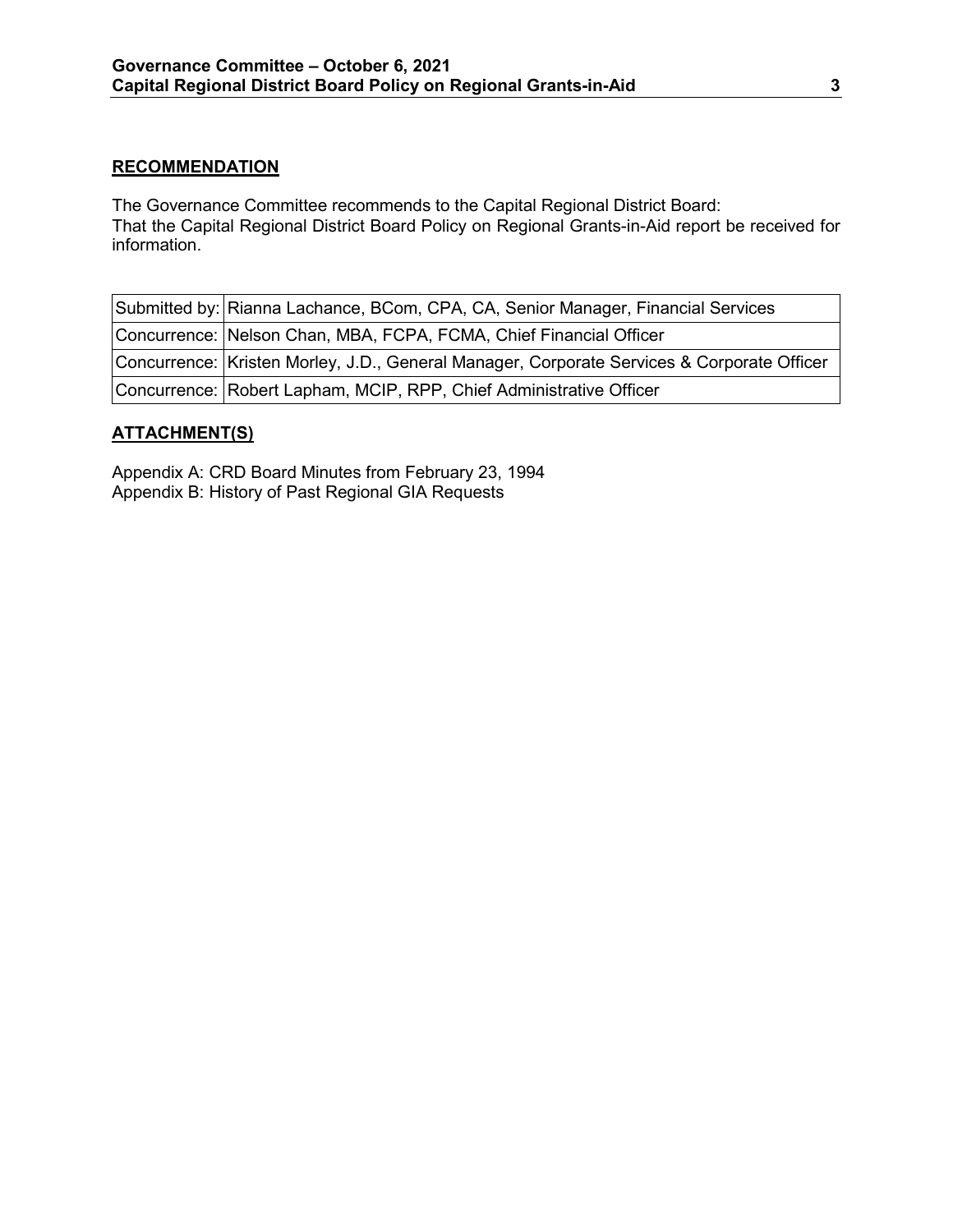## RECOMMENDATION

The Governance Committee recommends to the Capital Regional District Board:
That the Capital Regional District Board Policy on Regional Grants-in-Aid report be received for information.

| | |
|---|---|
| Submitted by: | Rianna Lachance, BCom, CPA, CA, Senior Manager, Financial Services |
| Concurrence: | Nelson Chan, MBA, FCPA, FCMA, Chief Financial Officer |
| Concurrence: | Kristen Morley, J.D., General Manager, Corporate Services & Corporate Officer |
| Concurrence: | Robert Lapham, MCIP, RPP, Chief Administrative Officer |

## ATTACHMENT(S)

Appendix A: CRD Board Minutes from February 23, 1994
Appendix B: History of Past Regional GIA Requests